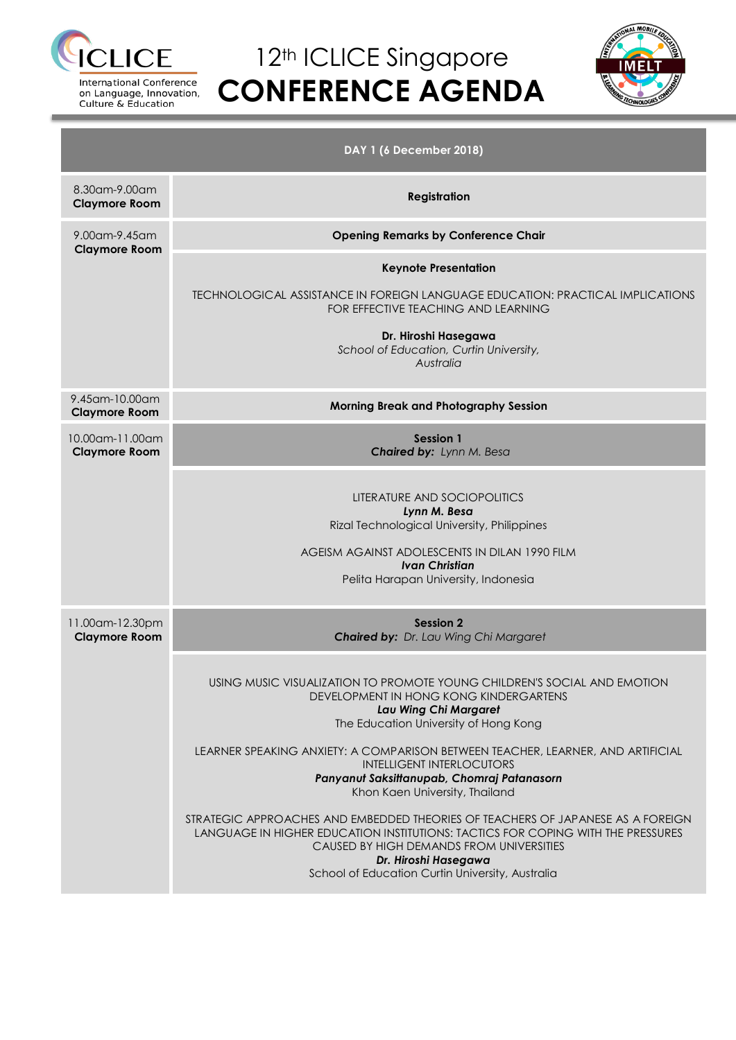# 12th ICLICE Singapore

# CONFERENCE AGENDA

ICLICE — International Conference on Language, Innovation, Culture & Education

IMELT — International Mobile Education & Learning Technologies Conference

| DAY 1 (6 December 2018) | |
|---|---|
| 8.30am-9.00am **Claymore Room** | **Registration** |
| 9.00am-9.45am **Claymore Room** | **Opening Remarks by Conference Chair** |
| | **Keynote Presentation**<br><br>TECHNOLOGICAL ASSISTANCE IN FOREIGN LANGUAGE EDUCATION: PRACTICAL IMPLICATIONS FOR EFFECTIVE TEACHING AND LEARNING<br><br>**Dr. Hiroshi Hasegawa**<br>*School of Education, Curtin University, Australia* |
| 9.45am-10.00am **Claymore Room** | **Morning Break and Photography Session** |
| 10.00am-11.00am **Claymore Room** | **Session 1**<br>***Chaired by:*** *Lynn M. Besa* |
| | LITERATURE AND SOCIOPOLITICS<br>***Lynn M. Besa***<br>Rizal Technological University, Philippines<br><br>AGEISM AGAINST ADOLESCENTS IN DILAN 1990 FILM<br>***Ivan Christian***<br>Pelita Harapan University, Indonesia |
| 11.00am-12.30pm **Claymore Room** | **Session 2**<br>***Chaired by:*** *Dr. Lau Wing Chi Margaret* |
| | USING MUSIC VISUALIZATION TO PROMOTE YOUNG CHILDREN'S SOCIAL AND EMOTION DEVELOPMENT IN HONG KONG KINDERGARTENS<br>***Lau Wing Chi Margaret***<br>The Education University of Hong Kong<br><br>LEARNER SPEAKING ANXIETY: A COMPARISON BETWEEN TEACHER, LEARNER, AND ARTIFICIAL INTELLIGENT INTERLOCUTORS<br>***Panyanut Saksittanupab, Chomraj Patanasorn***<br>Khon Kaen University, Thailand<br><br>STRATEGIC APPROACHES AND EMBEDDED THEORIES OF TEACHERS OF JAPANESE AS A FOREIGN LANGUAGE IN HIGHER EDUCATION INSTITUTIONS: TACTICS FOR COPING WITH THE PRESSURES CAUSED BY HIGH DEMANDS FROM UNIVERSITIES<br>***Dr. Hiroshi Hasegawa***<br>School of Education Curtin University, Australia |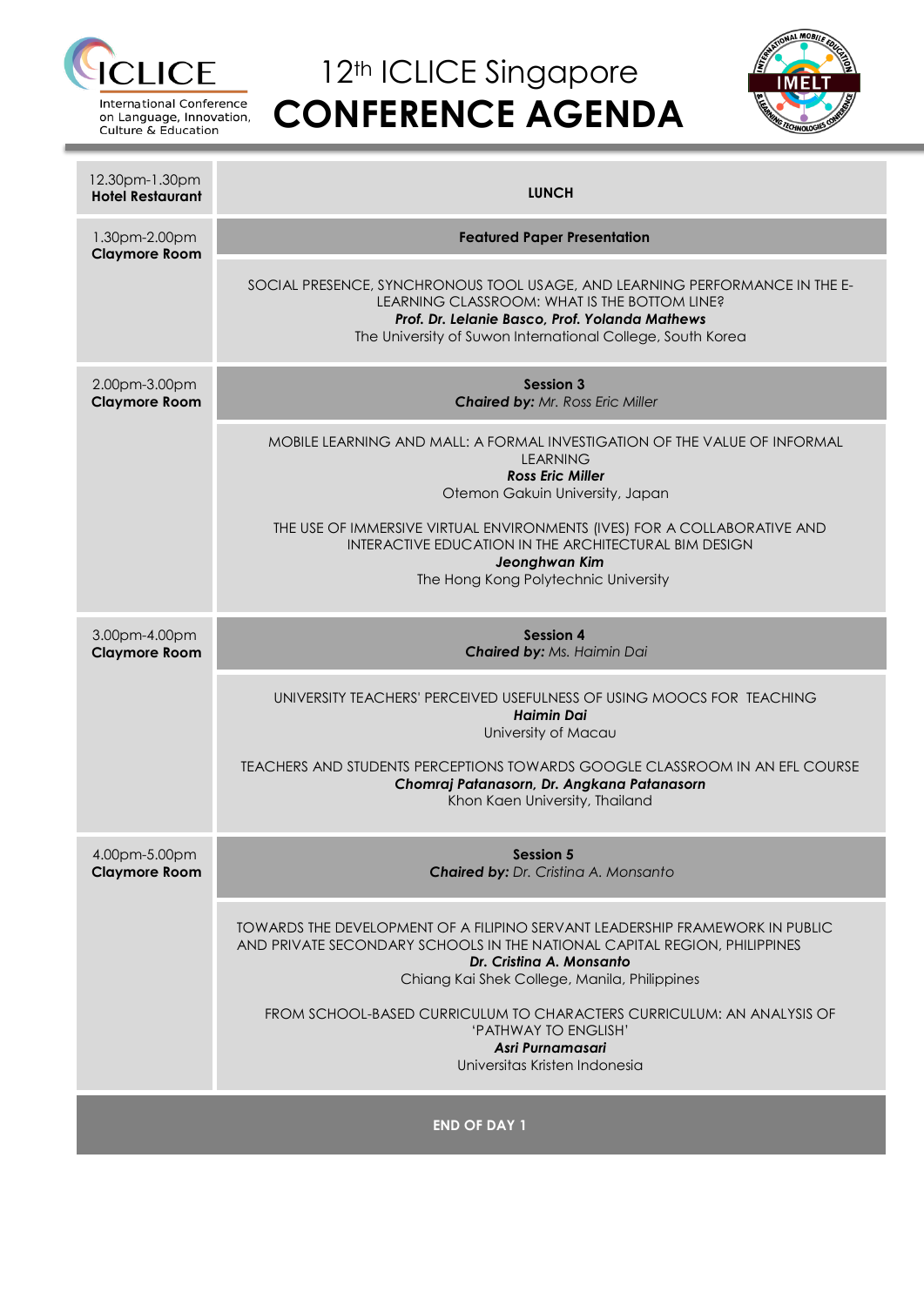| Time / Venue | Programme |
|---|---|
| 12.30pm-1.30pm **Hotel Restaurant** | **LUNCH** |
| 1.30pm-2.00pm **Claymore Room** | **Featured Paper Presentation** |
| | SOCIAL PRESENCE, SYNCHRONOUS TOOL USAGE, AND LEARNING PERFORMANCE IN THE E-LEARNING CLASSROOM: WHAT IS THE BOTTOM LINE? ***Prof. Dr. Lelanie Basco, Prof. Yolanda Mathews*** The University of Suwon International College, South Korea |
| 2.00pm-3.00pm **Claymore Room** | **Session 3** ***Chaired by:*** *Mr. Ross Eric Miller* |
| | MOBILE LEARNING AND MALL: A FORMAL INVESTIGATION OF THE VALUE OF INFORMAL LEARNING ***Ross Eric Miller*** Otemon Gakuin University, Japan |
| | THE USE OF IMMERSIVE VIRTUAL ENVIRONMENTS (IVES) FOR A COLLABORATIVE AND INTERACTIVE EDUCATION IN THE ARCHITECTURAL BIM DESIGN ***Jeonghwan Kim*** The Hong Kong Polytechnic University |
| 3.00pm-4.00pm **Claymore Room** | **Session 4** ***Chaired by:*** *Ms. Haimin Dai* |
| | UNIVERSITY TEACHERS' PERCEIVED USEFULNESS OF USING MOOCS FOR TEACHING ***Haimin Dai*** University of Macau |
| | TEACHERS AND STUDENTS PERCEPTIONS TOWARDS GOOGLE CLASSROOM IN AN EFL COURSE ***Chomraj Patanasorn, Dr. Angkana Patanasorn*** Khon Kaen University, Thailand |
| 4.00pm-5.00pm **Claymore Room** | **Session 5** ***Chaired by:*** *Dr. Cristina A. Monsanto* |
| | TOWARDS THE DEVELOPMENT OF A FILIPINO SERVANT LEADERSHIP FRAMEWORK IN PUBLIC AND PRIVATE SECONDARY SCHOOLS IN THE NATIONAL CAPITAL REGION, PHILIPPINES ***Dr. Cristina A. Monsanto*** Chiang Kai Shek College, Manila, Philippines |
| | FROM SCHOOL-BASED CURRICULUM TO CHARACTERS CURRICULUM: AN ANALYSIS OF 'PATHWAY TO ENGLISH' ***Asri Purnamasari*** Universitas Kristen Indonesia |

**END OF DAY 1**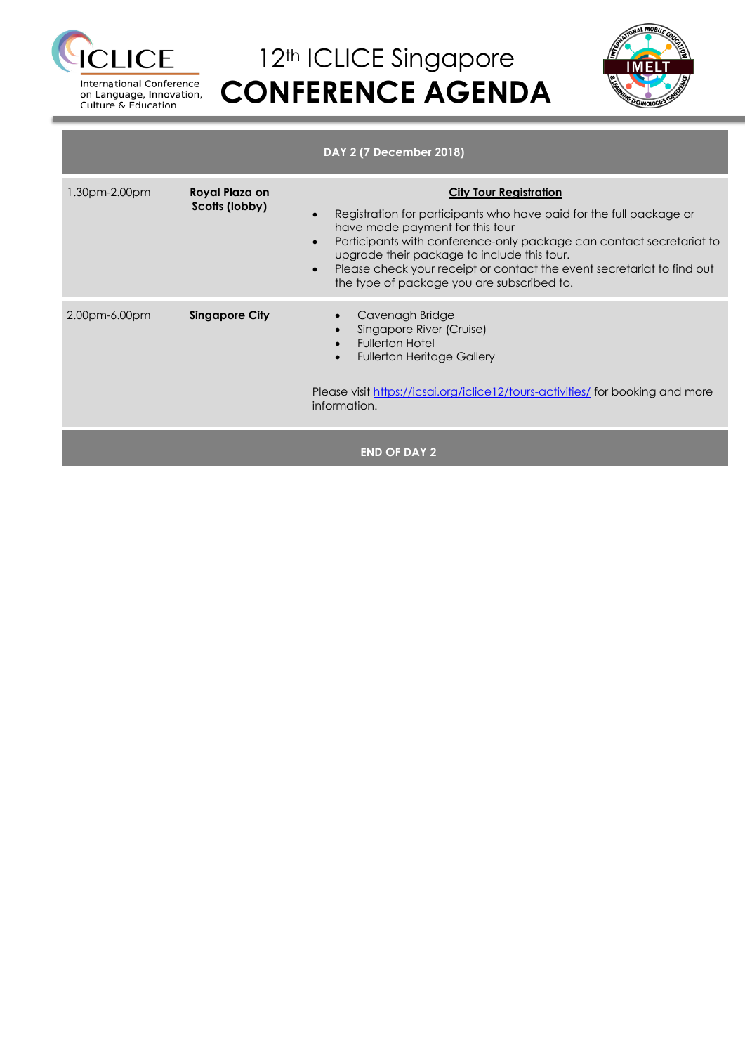# 12th ICLICE Singapore
# CONFERENCE AGENDA

| DAY 2 (7 December 2018) | | |
|---|---|---|
| 1.30pm-2.00pm | **Royal Plaza on Scotts (lobby)** | **City Tour Registration**<br>• Registration for participants who have paid for the full package or have made payment for this tour<br>• Participants with conference-only package can contact secretariat to upgrade their package to include this tour.<br>• Please check your receipt or contact the event secretariat to find out the type of package you are subscribed to. |
| 2.00pm-6.00pm | **Singapore City** | • Cavenagh Bridge<br>• Singapore River (Cruise)<br>• Fullerton Hotel<br>• Fullerton Heritage Gallery<br><br>Please visit https://icsai.org/iclice12/tours-activities/ for booking and more information. |
| **END OF DAY 2** | | |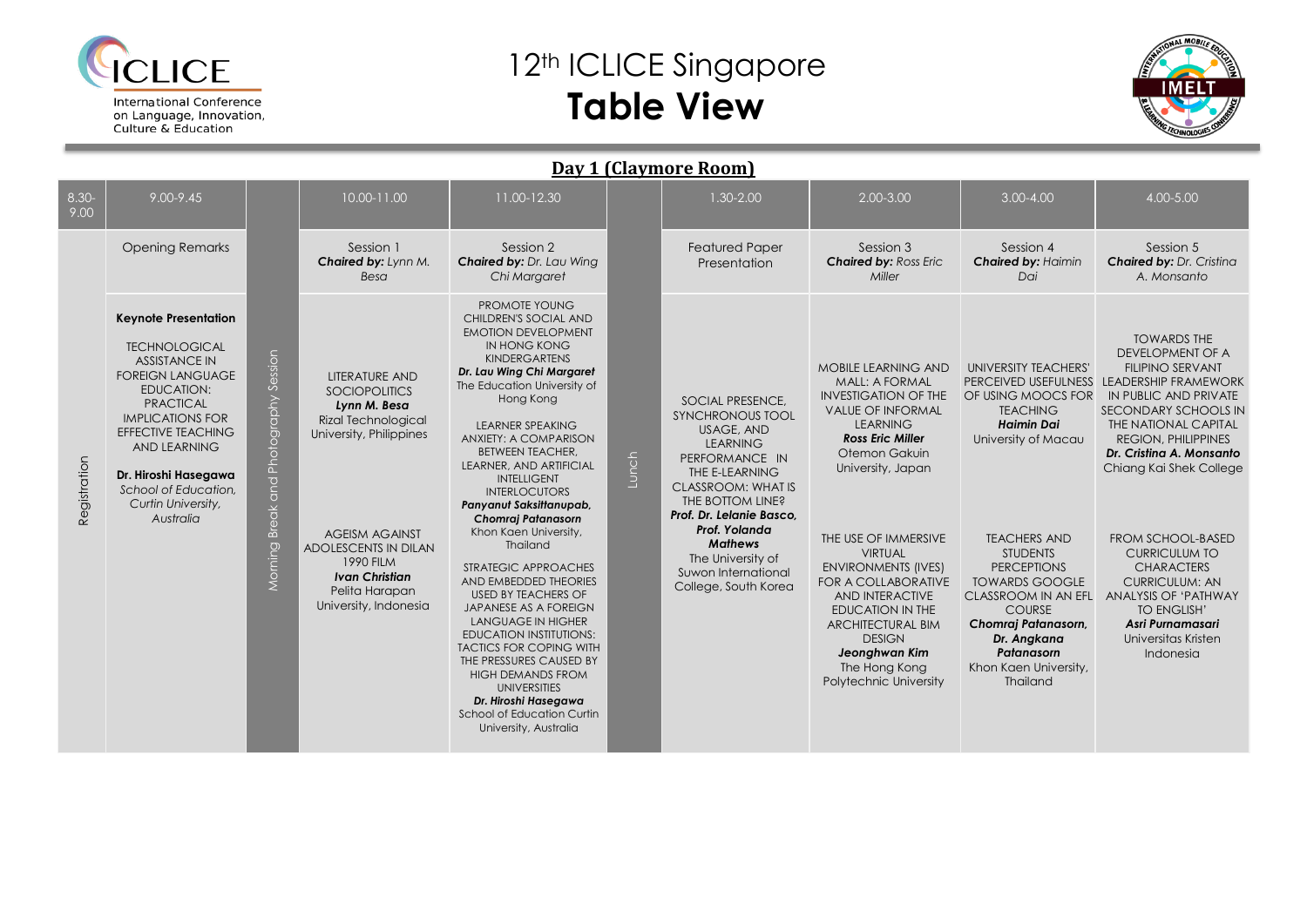# 12th ICLICE Singapore
# **Table View**

## Day 1 (Claymore Room)

| 8.30-9.00 | 9.00-9.45 | | 10.00-11.00 | 11.00-12.30 | | 1.30-2.00 | 2.00-3.00 | 3.00-4.00 | 4.00-5.00 |
|---|---|---|---|---|---|---|---|---|---|
| Registration | Opening Remarks | Morning Break and Photography Session | Session 1 ***Chaired by:*** *Lynn M. Besa* | Session 2 ***Chaired by:*** *Dr. Lau Wing Chi Margaret* | Lunch | Featured Paper Presentation | Session 3 ***Chaired by:*** *Ross Eric Miller* | Session 4 ***Chaired by:*** *Haimin Dai* | Session 5 ***Chaired by:*** *Dr. Cristina A. Monsanto* |
| | **Keynote Presentation** TECHNOLOGICAL ASSISTANCE IN FOREIGN LANGUAGE EDUCATION: PRACTICAL IMPLICATIONS FOR EFFECTIVE TEACHING AND LEARNING **Dr. Hiroshi Hasegawa** *School of Education, Curtin University, Australia* | | LITERATURE AND SOCIOPOLITICS ***Lynn M. Besa*** Rizal Technological University, Philippines | PROMOTE YOUNG CHILDREN'S SOCIAL AND EMOTION DEVELOPMENT IN HONG KONG KINDERGARTENS ***Dr. Lau Wing Chi Margaret*** The Education University of Hong Kong | | SOCIAL PRESENCE, SYNCHRONOUS TOOL USAGE, AND LEARNING PERFORMANCE IN THE E-LEARNING CLASSROOM: WHAT IS THE BOTTOM LINE? ***Prof. Dr. Lelanie Basco, Prof. Yolanda Mathews*** The University of Suwon International College, South Korea | MOBILE LEARNING AND MALL: A FORMAL INVESTIGATION OF THE VALUE OF INFORMAL LEARNING ***Ross Eric Miller*** Otemon Gakuin University, Japan | UNIVERSITY TEACHERS' PERCEIVED USEFULNESS OF USING MOOCS FOR TEACHING ***Haimin Dai*** University of Macau | TOWARDS THE DEVELOPMENT OF A FILIPINO SERVANT LEADERSHIP FRAMEWORK IN PUBLIC AND PRIVATE SECONDARY SCHOOLS IN THE NATIONAL CAPITAL REGION, PHILIPPINES ***Dr. Cristina A. Monsanto*** Chiang Kai Shek College |
| | | | AGEISM AGAINST ADOLESCENTS IN DILAN 1990 FILM ***Ivan Christian*** Pelita Harapan University, Indonesia | LEARNER SPEAKING ANXIETY: A COMPARISON BETWEEN TEACHER, LEARNER, AND ARTIFICIAL INTELLIGENT INTERLOCUTORS ***Panyanut Saksittanupab, Chomraj Patanasorn*** Khon Kaen University, Thailand | | | THE USE OF IMMERSIVE VIRTUAL ENVIRONMENTS (IVES) FOR A COLLABORATIVE AND INTERACTIVE EDUCATION IN THE ARCHITECTURAL BIM DESIGN ***Jeonghwan Kim*** The Hong Kong Polytechnic University | TEACHERS AND STUDENTS PERCEPTIONS TOWARDS GOOGLE CLASSROOM IN AN EFL COURSE ***Chomraj Patanasorn, Dr. Angkana Patanasorn*** Khon Kaen University, Thailand | FROM SCHOOL-BASED CURRICULUM TO CHARACTERS CURRICULUM: AN ANALYSIS OF 'PATHWAY TO ENGLISH' ***Asri Purnamasari*** Universitas Kristen Indonesia |
| | | | | STRATEGIC APPROACHES AND EMBEDDED THEORIES USED BY TEACHERS OF JAPANESE AS A FOREIGN LANGUAGE IN HIGHER EDUCATION INSTITUTIONS: TACTICS FOR COPING WITH THE PRESSURES CAUSED BY THE HIGH DEMANDS FROM UNIVERSITIES ***Dr. Hiroshi Hasegawa*** School of Education Curtin University, Australia | | | | | |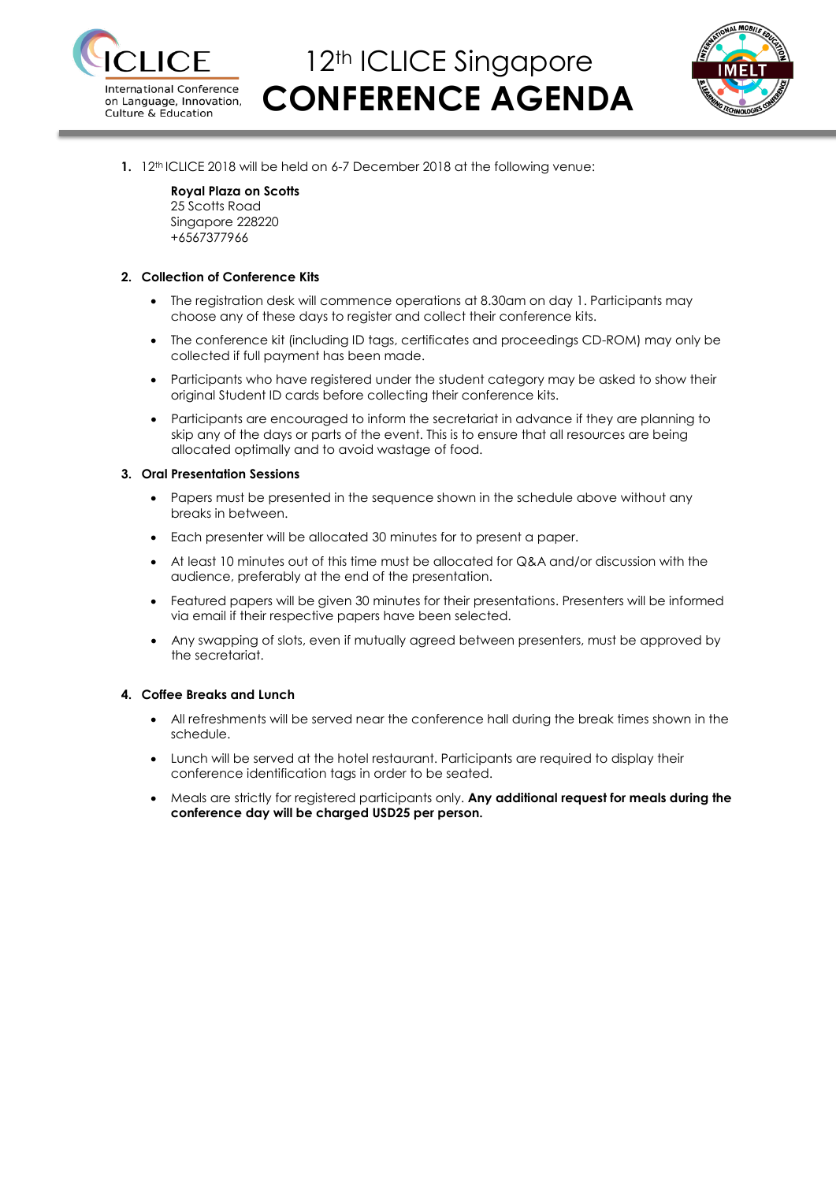# 12th ICLICE Singapore
# CONFERENCE AGENDA

1. 12th ICLICE 2018 will be held on 6-7 December 2018 at the following venue:

   **Royal Plaza on Scotts**
   25 Scotts Road
   Singapore 228220
   +6567377966

2. **Collection of Conference Kits**

   - The registration desk will commence operations at 8.30am on day 1. Participants may choose any of these days to register and collect their conference kits.
   - The conference kit (including ID tags, certificates and proceedings CD-ROM) may only be collected if full payment has been made.
   - Participants who have registered under the student category may be asked to show their original Student ID cards before collecting their conference kits.
   - Participants are encouraged to inform the secretariat in advance if they are planning to skip any of the days or parts of the event. This is to ensure that all resources are being allocated optimally and to avoid wastage of food.

3. **Oral Presentation Sessions**

   - Papers must be presented in the sequence shown in the schedule above without any breaks in between.
   - Each presenter will be allocated 30 minutes for to present a paper.
   - At least 10 minutes out of this time must be allocated for Q&A and/or discussion with the audience, preferably at the end of the presentation.
   - Featured papers will be given 30 minutes for their presentations. Presenters will be informed via email if their respective papers have been selected.
   - Any swapping of slots, even if mutually agreed between presenters, must be approved by the secretariat.

4. **Coffee Breaks and Lunch**

   - All refreshments will be served near the conference hall during the break times shown in the schedule.
   - Lunch will be served at the hotel restaurant. Participants are required to display their conference identification tags in order to be seated.
   - Meals are strictly for registered participants only. **Any additional request for meals during the conference day will be charged USD25 per person.**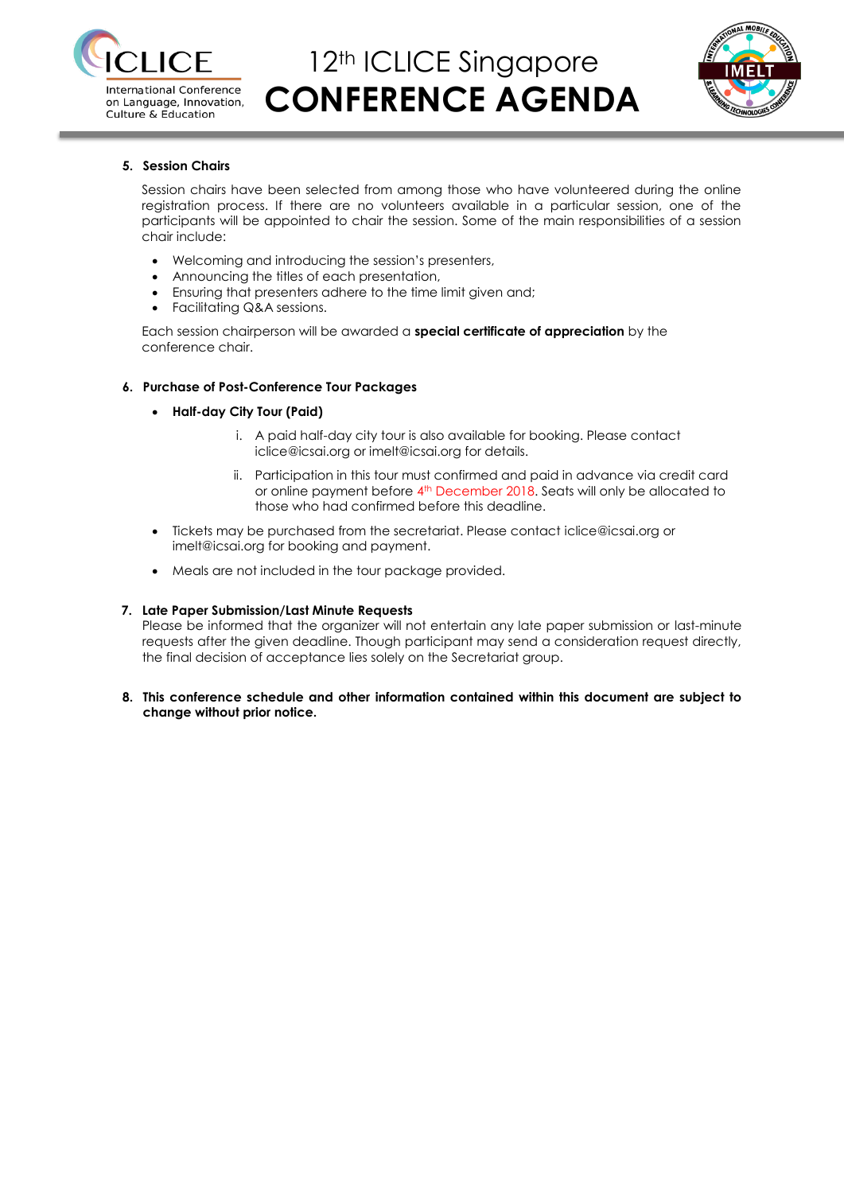5. **Session Chairs**

   Session chairs have been selected from among those who have volunteered during the online registration process. If there are no volunteers available in a particular session, one of the participants will be appointed to chair the session. Some of the main responsibilities of a session chair include:

   - Welcoming and introducing the session's presenters,
   - Announcing the titles of each presentation,
   - Ensuring that presenters adhere to the time limit given and;
   - Facilitating Q&A sessions.

   Each session chairperson will be awarded a **special certificate of appreciation** by the conference chair.

6. **Purchase of Post-Conference Tour Packages**

   - **Half-day City Tour (Paid)**

     i. A paid half-day city tour is also available for booking. Please contact iclice@icsai.org or imelt@icsai.org for details.

     ii. Participation in this tour must confirmed and paid in advance via credit card or online payment before 4th December 2018. Seats will only be allocated to those who had confirmed before this deadline.

   - Tickets may be purchased from the secretariat. Please contact iclice@icsai.org or imelt@icsai.org for booking and payment.

   - Meals are not included in the tour package provided.

7. **Late Paper Submission/Last Minute Requests**

   Please be informed that the organizer will not entertain any late paper submission or last-minute requests after the given deadline. Though participant may send a consideration request directly, the final decision of acceptance lies solely on the Secretariat group.

8. **This conference schedule and other information contained within this document are subject to change without prior notice.**